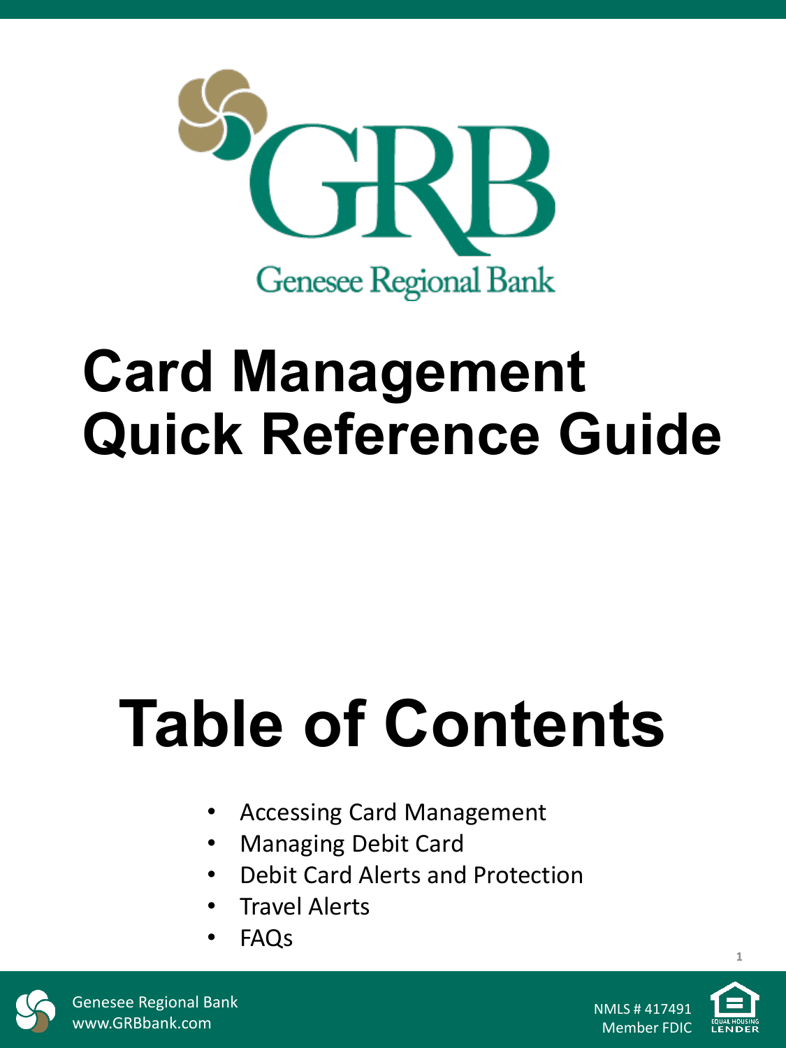Genesee Regional Bank

# Card Management Quick Reference Guide

# Table of Contents

- Accessing Card Management
- Managing Debit Card
- Debit Card Alerts and Protection
- Travel Alerts
- FAQs

Genesee Regional Bank
www.GRBbank.com

NMLS # 417491
Member FDIC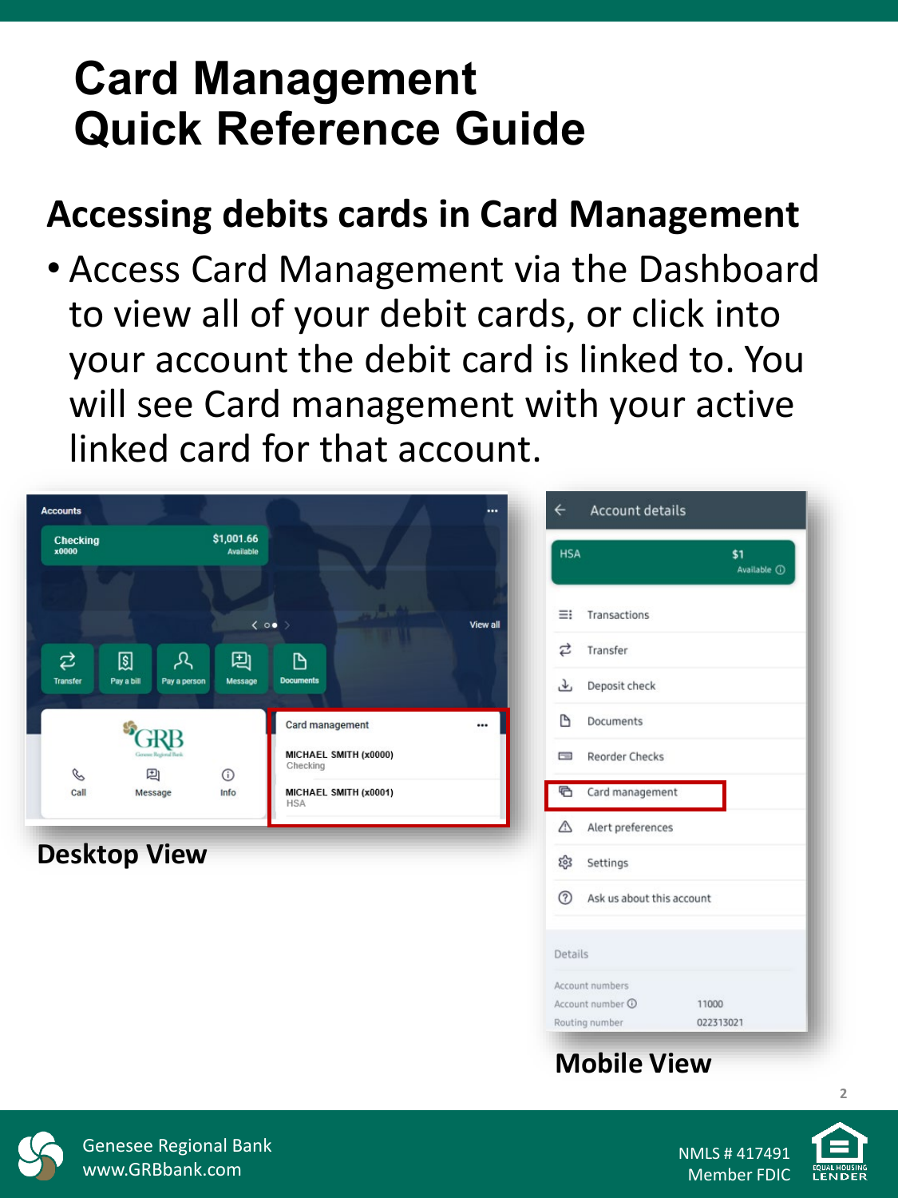# Card Management Quick Reference Guide

## Accessing debits cards in Card Management

- Access Card Management via the Dashboard to view all of your debit cards, or click into your account the debit card is linked to. You will see Card management with your active linked card for that account.

**Desktop View**

**Mobile View**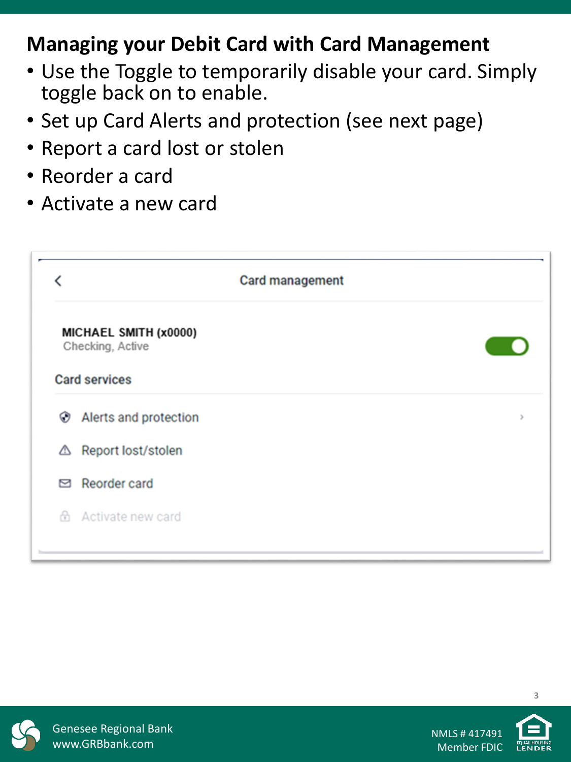## Managing your Debit Card with Card Management

- Use the Toggle to temporarily disable your card. Simply toggle back on to enable.
- Set up Card Alerts and protection (see next page)
- Report a card lost or stolen
- Reorder a card
- Activate a new card

Card management

MICHAEL SMITH (x0000)
Checking, Active

Card services

- Alerts and protection
- Report lost/stolen
- Reorder card
- Activate new card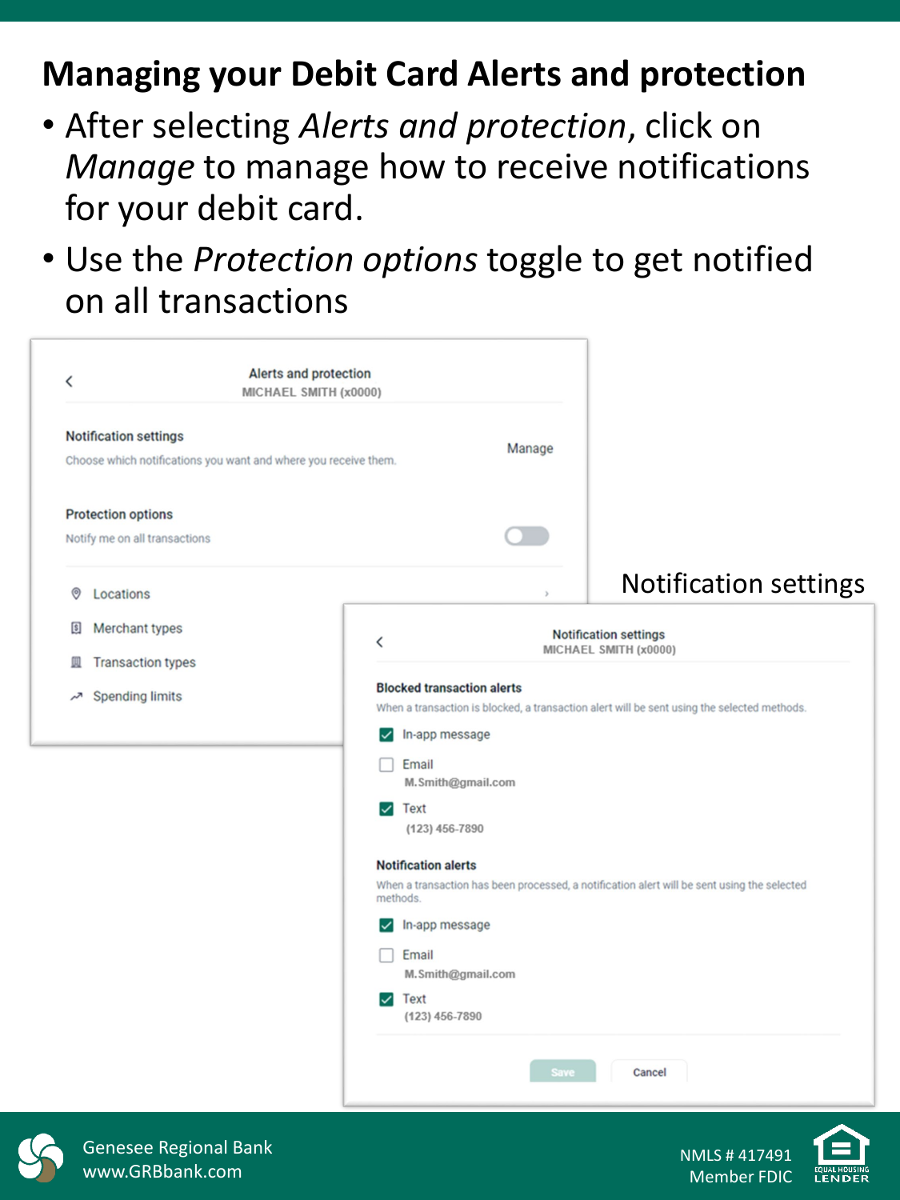# Managing your Debit Card Alerts and protection

- After selecting *Alerts and protection*, click on *Manage* to manage how to receive notifications for your debit card.
- Use the *Protection options* toggle to get notified on all transactions

Alerts and protection
MICHAEL SMITH (x0000)

**Notification settings**
Choose which notifications you want and where you receive them. — Manage

**Protection options**
Notify me on all transactions

- Locations
- Merchant types
- Transaction types
- Spending limits

Notification settings

Notification settings
MICHAEL SMITH (x0000)

**Blocked transaction alerts**
When a transaction is blocked, a transaction alert will be sent using the selected methods.

- [x] In-app message
- [ ] Email
  M.Smith@gmail.com
- [x] Text
  (123) 456-7890

**Notification alerts**
When a transaction has been processed, a notification alert will be sent using the selected methods.

- [x] In-app message
- [ ] Email
  M.Smith@gmail.com
- [x] Text
  (123) 456-7890

Save | Cancel

Genesee Regional Bank
www.GRBbank.com

NMLS # 417491
Member FDIC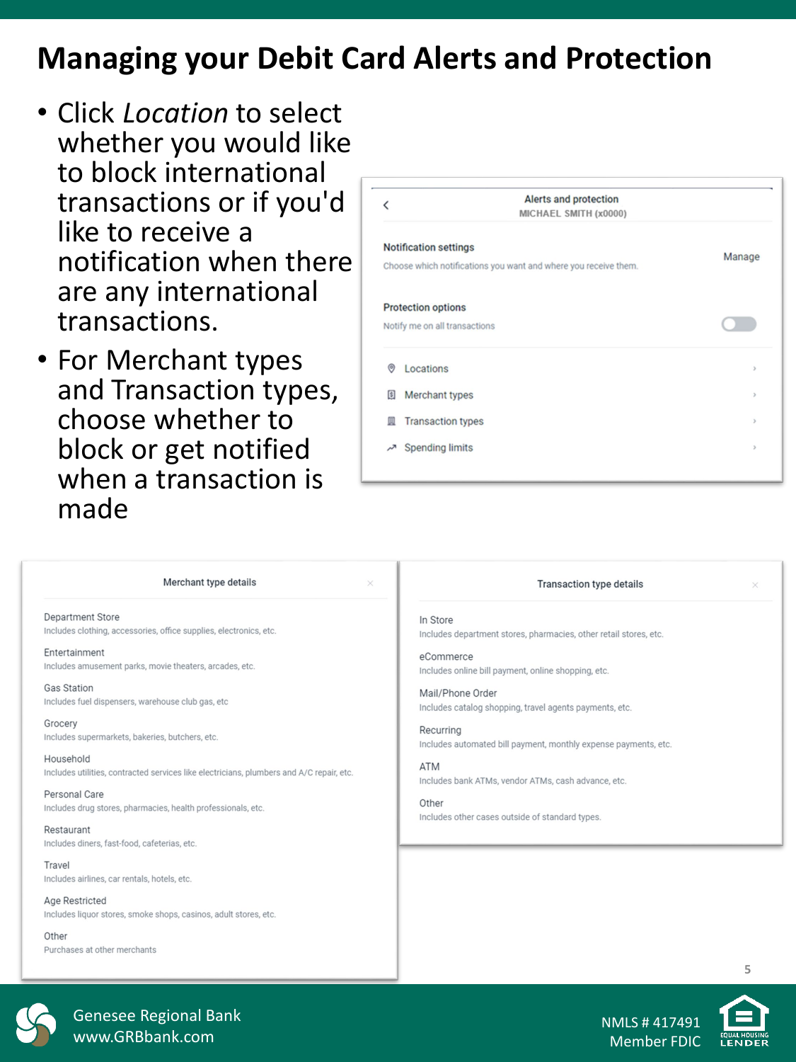# Managing your Debit Card Alerts and Protection

- Click *Location* to select whether you would like to block international transactions or if you'd like to receive a notification when there are any international transactions.
- For Merchant types and Transaction types, choose whether to block or get notified when a transaction is made

**Alerts and protection**
MICHAEL SMITH (x0000)

**Notification settings**
Choose which notifications you want and where you receive them. — Manage

**Protection options**
Notify me on all transactions

- Locations
- Merchant types
- Transaction types
- Spending limits

**Merchant type details**

- **Department Store** — Includes clothing, accessories, office supplies, electronics, etc.
- **Entertainment** — Includes amusement parks, movie theaters, arcades, etc.
- **Gas Station** — Includes fuel dispensers, warehouse club gas, etc
- **Grocery** — Includes supermarkets, bakeries, butchers, etc.
- **Household** — Includes utilities, contracted services like electricians, plumbers and A/C repair, etc.
- **Personal Care** — Includes drug stores, pharmacies, health professionals, etc.
- **Restaurant** — Includes diners, fast-food, cafeterias, etc.
- **Travel** — Includes airlines, car rentals, hotels, etc.
- **Age Restricted** — Includes liquor stores, smoke shops, casinos, adult stores, etc.
- **Other** — Purchases at other merchants

**Transaction type details**

- **In Store** — Includes department stores, pharmacies, other retail stores, etc.
- **eCommerce** — Includes online bill payment, online shopping, etc.
- **Mail/Phone Order** — Includes catalog shopping, travel agents payments, etc.
- **Recurring** — Includes automated bill payment, monthly expense payments, etc.
- **ATM** — Includes bank ATMs, vendor ATMs, cash advance, etc.
- **Other** — Includes other cases outside of standard types.

Genesee Regional Bank
www.GRBbank.com

NMLS # 417491
Member FDIC
EQUAL HOUSING LENDER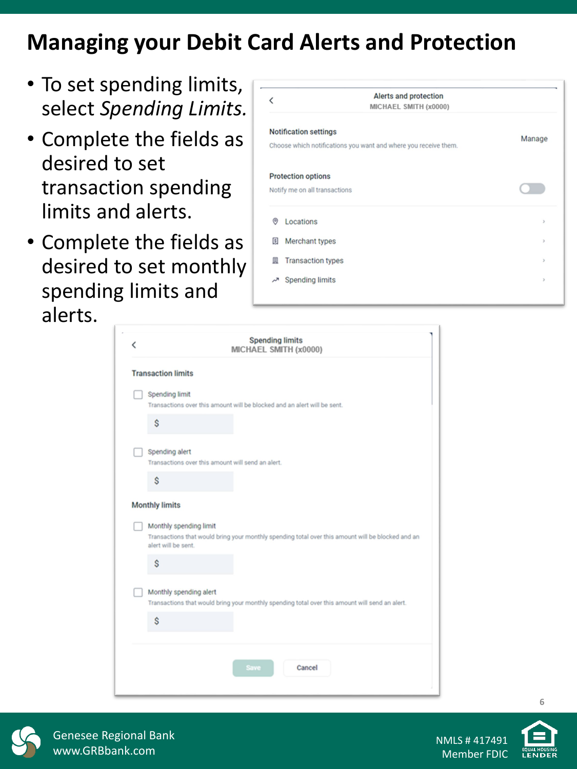# Managing your Debit Card Alerts and Protection

- To set spending limits, select *Spending Limits.*
- Complete the fields as desired to set transaction spending limits and alerts.
- Complete the fields as desired to set monthly spending limits and alerts.

Alerts and protection
MICHAEL SMITH (x0000)

**Notification settings**
Choose which notifications you want and where you receive them. Manage

**Protection options**
Notify me on all transactions

- Locations
- Merchant types
- Transaction types
- Spending limits

Spending limits
MICHAEL SMITH (x0000)

**Transaction limits**

- [ ] Spending limit
Transactions over this amount will be blocked and an alert will be sent.
$

- [ ] Spending alert
Transactions over this amount will send an alert.
$

**Monthly limits**

- [ ] Monthly spending limit
Transactions that would bring your monthly spending total over this amount will be blocked and an alert will be sent.
$

- [ ] Monthly spending alert
Transactions that would bring your monthly spending total over this amount will send an alert.
$

Save | Cancel

Genesee Regional Bank
www.GRBbank.com

NMLS # 417491
Member FDIC

EQUAL HOUSING LENDER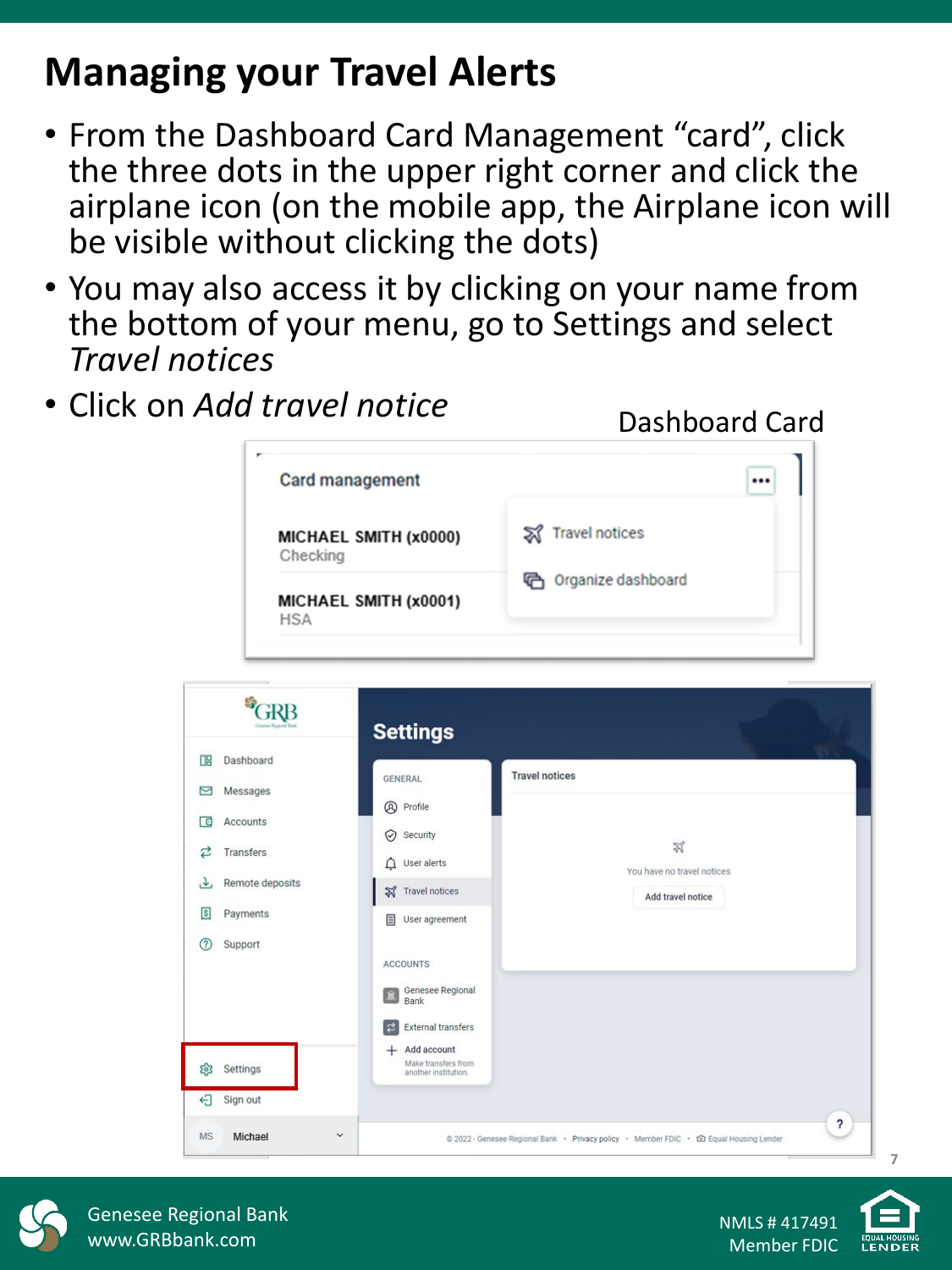# Managing your Travel Alerts

- From the Dashboard Card Management "card", click the three dots in the upper right corner and click the airplane icon (on the mobile app, the Airplane icon will be visible without clicking the dots)
- You may also access it by clicking on your name from the bottom of your menu, go to Settings and select *Travel notices*
- Click on *Add travel notice*

Dashboard Card

Card management

MICHAEL SMITH (x0000)
Checking

MICHAEL SMITH (x0001)
HSA

Travel notices

Organize dashboard

GRB

Dashboard
Messages
Accounts
Transfers
Remote deposits
Payments
Support
Settings
Sign out
MS Michael

Settings

GENERAL
Profile
Security
User alerts
Travel notices
User agreement

ACCOUNTS
Genesee Regional Bank
External transfers
Add account
Make transfers from another institution.

Travel notices

You have no travel notices

Add travel notice

© 2022 - Genesee Regional Bank · Privacy policy · Member FDIC · Equal Housing Lender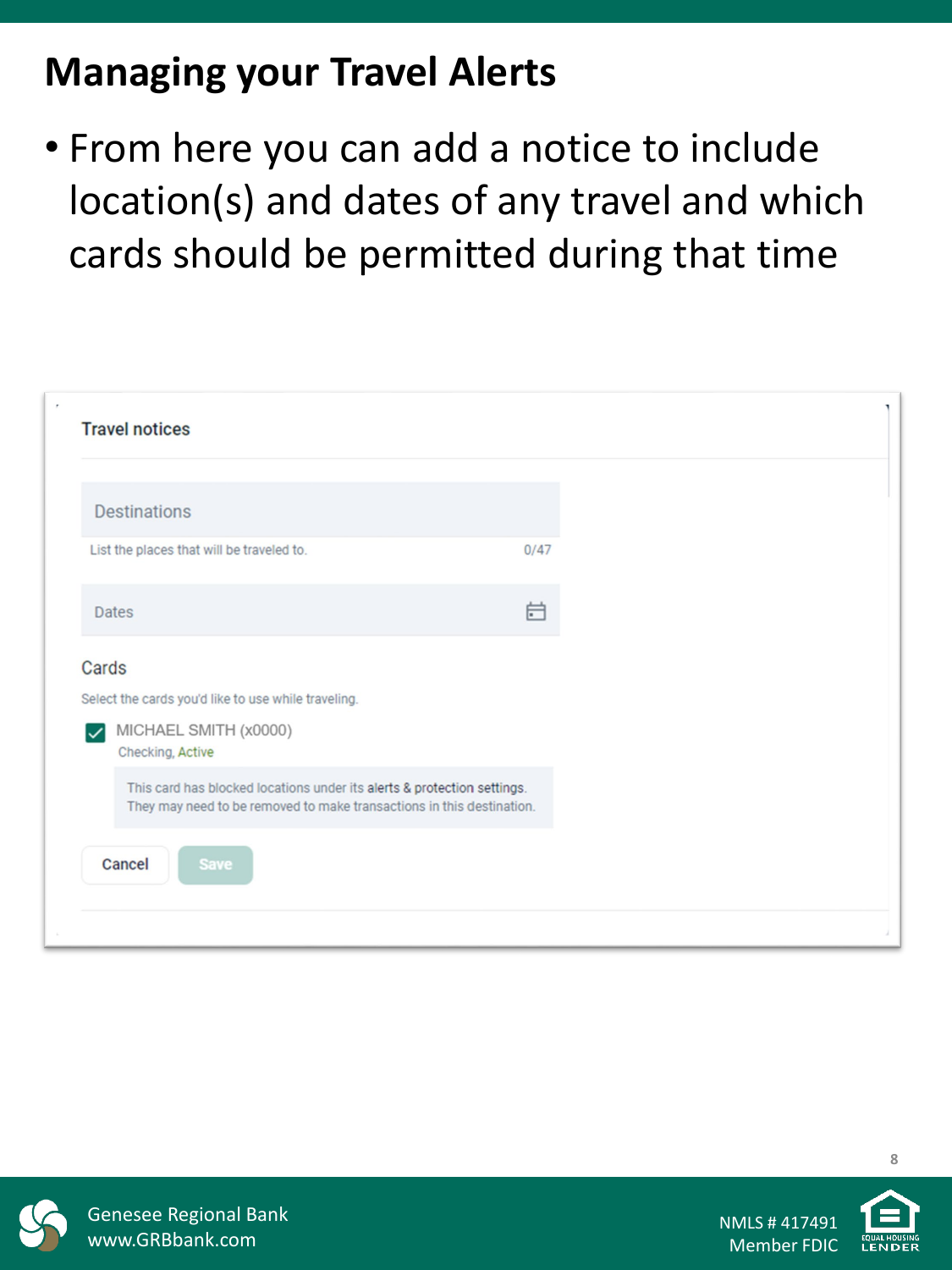# Managing your Travel Alerts

- From here you can add a notice to include location(s) and dates of any travel and which cards should be permitted during that time

**Travel notices**

Destinations

List the places that will be traveled to. 0/47

Dates

Cards

Select the cards you'd like to use while traveling.

- [x] MICHAEL SMITH (x0000)
  Checking, Active

This card has blocked locations under its alerts & protection settings. They may need to be removed to make transactions in this destination.

Cancel | Save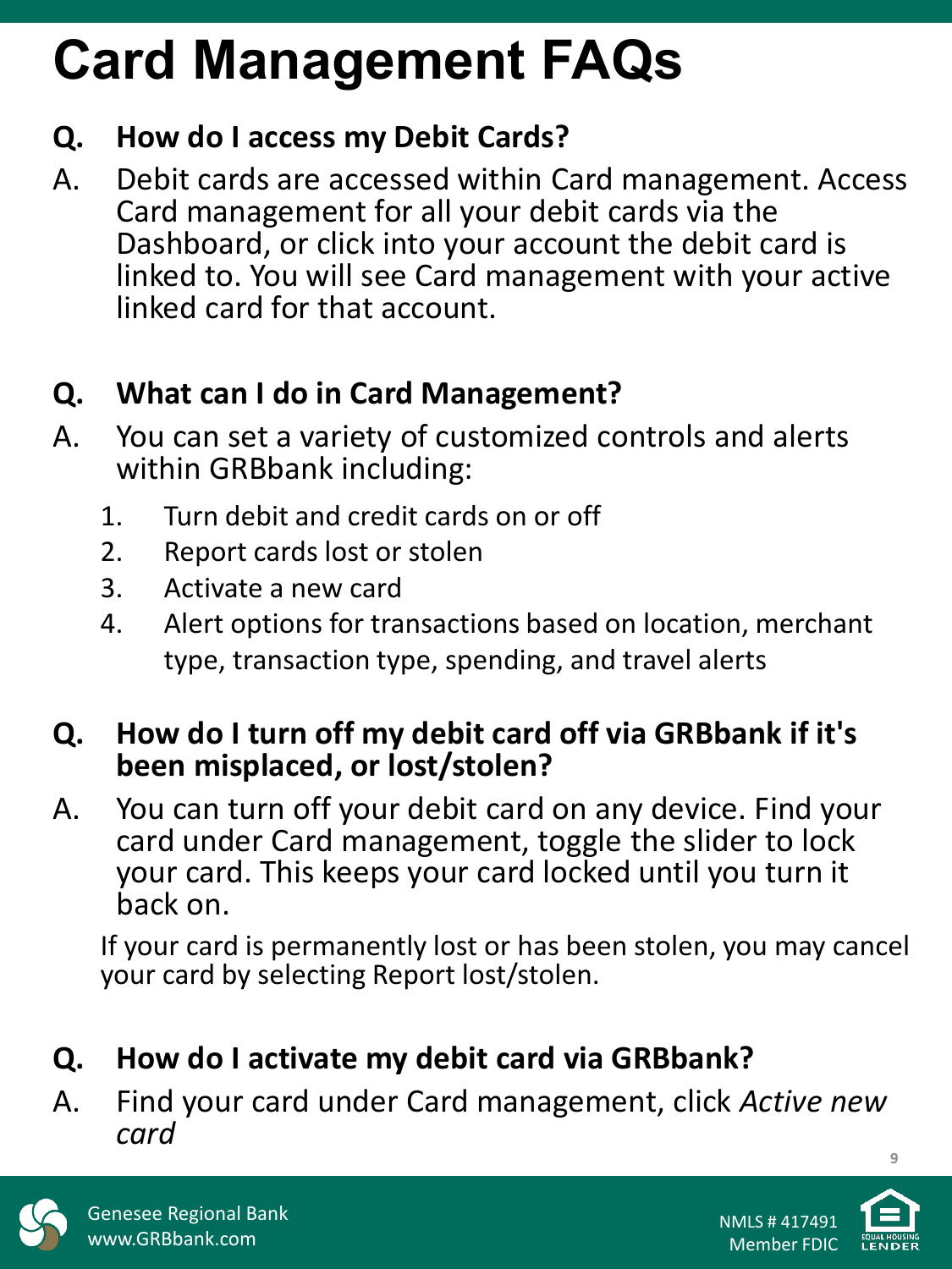# Card Management FAQs

**Q. How do I access my Debit Cards?**

A. Debit cards are accessed within Card management. Access Card management for all your debit cards via the Dashboard, or click into your account the debit card is linked to. You will see Card management with your active linked card for that account.

**Q. What can I do in Card Management?**

A. You can set a variety of customized controls and alerts within GRBbank including:

1. Turn debit and credit cards on or off
2. Report cards lost or stolen
3. Activate a new card
4. Alert options for transactions based on location, merchant type, transaction type, spending, and travel alerts

**Q. How do I turn off my debit card off via GRBbank if it's been misplaced, or lost/stolen?**

A. You can turn off your debit card on any device. Find your card under Card management, toggle the slider to lock your card. This keeps your card locked until you turn it back on.

If your card is permanently lost or has been stolen, you may cancel your card by selecting Report lost/stolen.

**Q. How do I activate my debit card via GRBbank?**

A. Find your card under Card management, click *Active new card*

Genesee Regional Bank
www.GRBbank.com

NMLS # 417491
Member FDIC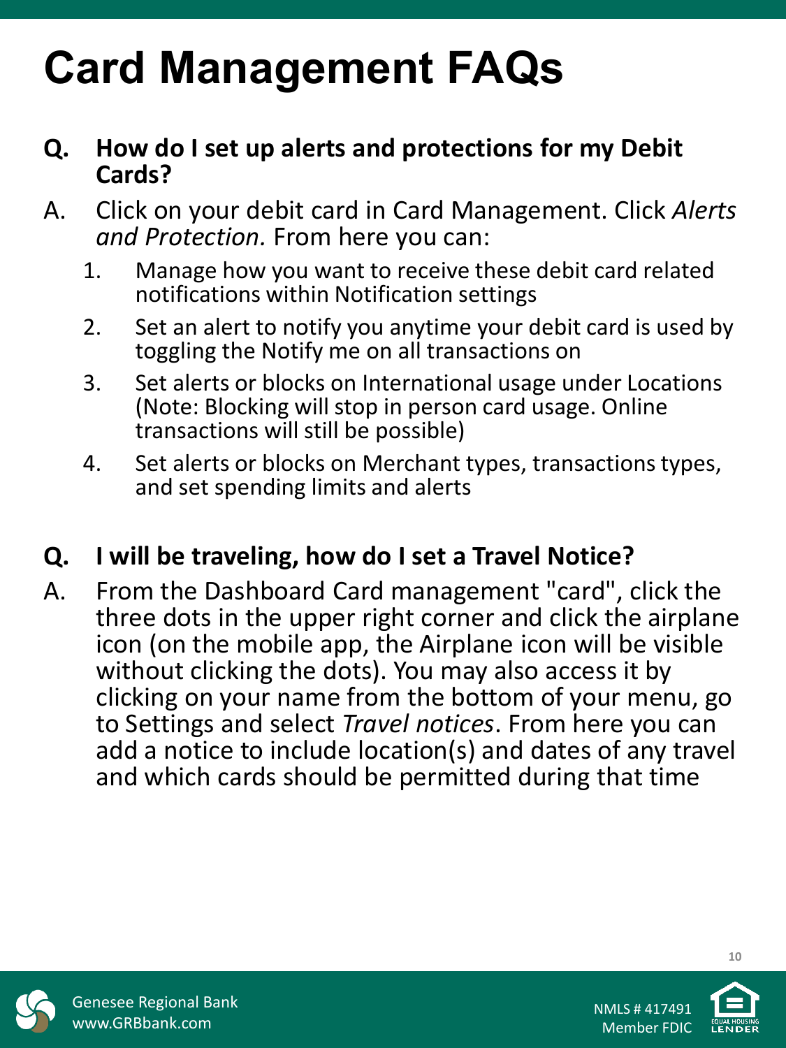# Card Management FAQs

**Q. How do I set up alerts and protections for my Debit Cards?**

A. Click on your debit card in Card Management. Click *Alerts and Protection.* From here you can:

1. Manage how you want to receive these debit card related notifications within Notification settings
2. Set an alert to notify you anytime your debit card is used by toggling the Notify me on all transactions on
3. Set alerts or blocks on International usage under Locations (Note: Blocking will stop in person card usage. Online transactions will still be possible)
4. Set alerts or blocks on Merchant types, transactions types, and set spending limits and alerts

**Q. I will be traveling, how do I set a Travel Notice?**

A. From the Dashboard Card management "card", click the three dots in the upper right corner and click the airplane icon (on the mobile app, the Airplane icon will be visible without clicking the dots). You may also access it by clicking on your name from the bottom of your menu, go to Settings and select *Travel notices*. From here you can add a notice to include location(s) and dates of any travel and which cards should be permitted during that time

Genesee Regional Bank
www.GRBbank.com

NMLS # 417491
Member FDIC